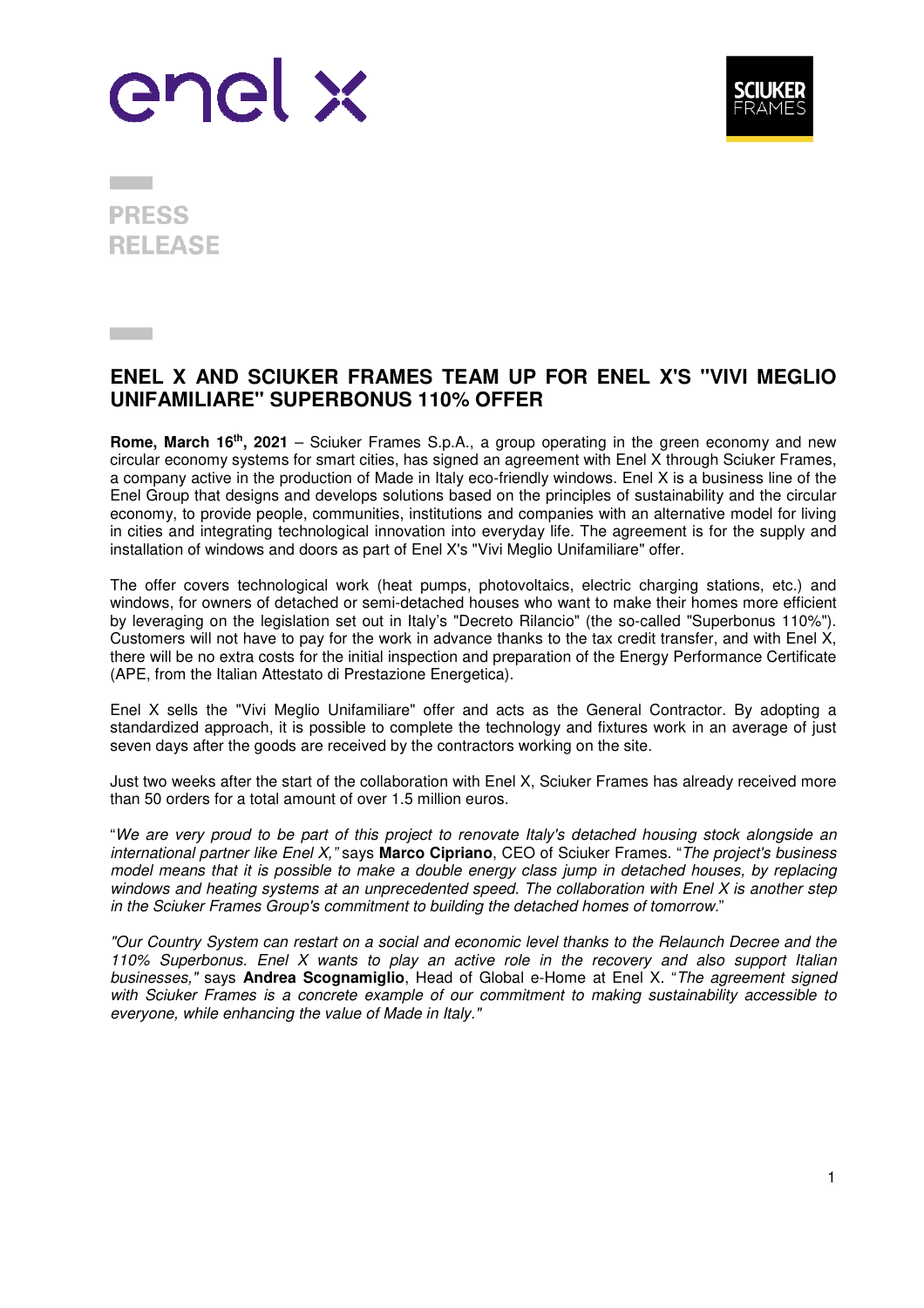PRESS RELEASE

# ENEL X AND SCIUKER FRAMES TEAM UP FOR ENEL X'S "VIVI MEGLIO UNIFAMILIARE" SUPERBONUS 110% OFFER

**Rome, March 16th, 2021** – Sciuker Frames S.p.A., a group operating in the green economy and new circular economy systems for smart cities, has signed an agreement with Enel X through Sciuker Frames, a company active in the production of Made in Italy eco-friendly windows. Enel X is a business line of the Enel Group that designs and develops solutions based on the principles of sustainability and the circular economy, to provide people, communities, institutions and companies with an alternative model for living in cities and integrating technological innovation into everyday life. The agreement is for the supply and installation of windows and doors as part of Enel X's "Vivi Meglio Unifamiliare" offer.

The offer covers technological work (heat pumps, photovoltaics, electric charging stations, etc.) and windows, for owners of detached or semi-detached houses who want to make their homes more efficient by leveraging on the legislation set out in Italy's "Decreto Rilancio" (the so-called "Superbonus 110%"). Customers will not have to pay for the work in advance thanks to the tax credit transfer, and with Enel X, there will be no extra costs for the initial inspection and preparation of the Energy Performance Certificate (APE, from the Italian Attestato di Prestazione Energetica).

Enel X sells the "Vivi Meglio Unifamiliare" offer and acts as the General Contractor. By adopting a standardized approach, it is possible to complete the technology and fixtures work in an average of just seven days after the goods are received by the contractors working on the site.

Just two weeks after the start of the collaboration with Enel X, Sciuker Frames has already received more than 50 orders for a total amount of over 1.5 million euros.

"*We are very proud to be part of this project to renovate Italy's detached housing stock alongside an international partner like Enel X,*" says **Marco Cipriano**, CEO of Sciuker Frames. "*The project's business model means that it is possible to make a double energy class jump in detached houses, by replacing windows and heating systems at an unprecedented speed. The collaboration with Enel X is another step in the Sciuker Frames Group's commitment to building the detached homes of tomorrow.*"

*"Our Country System can restart on a social and economic level thanks to the Relaunch Decree and the 110% Superbonus. Enel X wants to play an active role in the recovery and also support Italian businesses,"* says **Andrea Scognamiglio**, Head of Global e-Home at Enel X. "*The agreement signed with Sciuker Frames is a concrete example of our commitment to making sustainability accessible to everyone, while enhancing the value of Made in Italy."*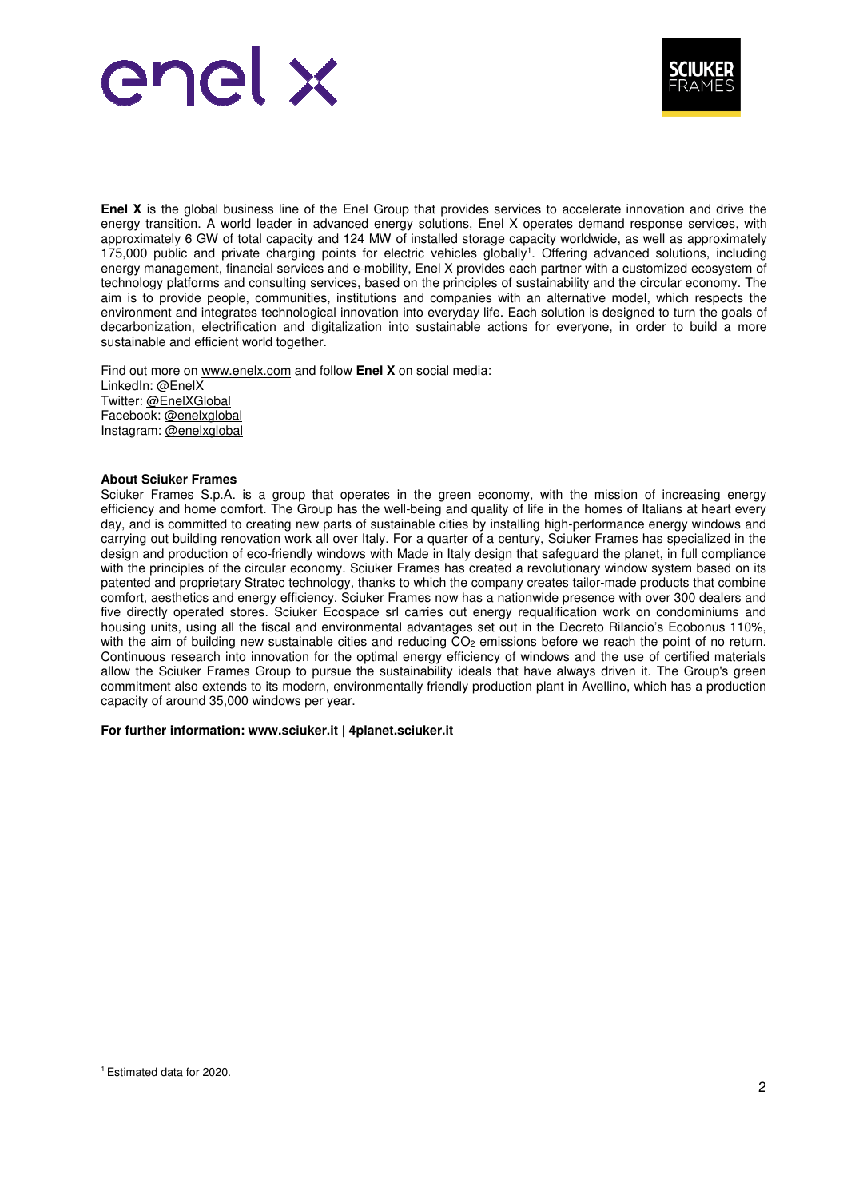**Enel X** is the global business line of the Enel Group that provides services to accelerate innovation and drive the energy transition. A world leader in advanced energy solutions, Enel X operates demand response services, with approximately 6 GW of total capacity and 124 MW of installed storage capacity worldwide, as well as approximately 175,000 public and private charging points for electric vehicles globally[1]. Offering advanced solutions, including energy management, financial services and e-mobility, Enel X provides each partner with a customized ecosystem of technology platforms and consulting services, based on the principles of sustainability and the circular economy. The aim is to provide people, communities, institutions and companies with an alternative model, which respects the environment and integrates technological innovation into everyday life. Each solution is designed to turn the goals of decarbonization, electrification and digitalization into sustainable actions for everyone, in order to build a more sustainable and efficient world together.

Find out more on www.enelx.com and follow **Enel X** on social media:
LinkedIn: @EnelX
Twitter: @EnelXGlobal
Facebook: @enelxglobal
Instagram: @enelxglobal

**About Sciuker Frames**

Sciuker Frames S.p.A. is a group that operates in the green economy, with the mission of increasing energy efficiency and home comfort. The Group has the well-being and quality of life in the homes of Italians at heart every day, and is committed to creating new parts of sustainable cities by installing high-performance energy windows and carrying out building renovation work all over Italy. For a quarter of a century, Sciuker Frames has specialized in the design and production of eco-friendly windows with Made in Italy design that safeguard the planet, in full compliance with the principles of the circular economy. Sciuker Frames has created a revolutionary window system based on its patented and proprietary Stratec technology, thanks to which the company creates tailor-made products that combine comfort, aesthetics and energy efficiency. Sciuker Frames now has a nationwide presence with over 300 dealers and five directly operated stores. Sciuker Ecospace srl carries out energy requalification work on condominiums and housing units, using all the fiscal and environmental advantages set out in the Decreto Rilancio's Ecobonus 110%, with the aim of building new sustainable cities and reducing $CO_2$ emissions before we reach the point of no return. Continuous research into innovation for the optimal energy efficiency of windows and the use of certified materials allow the Sciuker Frames Group to pursue the sustainability ideals that have always driven it. The Group's green commitment also extends to its modern, environmentally friendly production plant in Avellino, which has a production capacity of around 35,000 windows per year.

**For further information: www.sciuker.it | 4planet.sciuker.it**

[1] Estimated data for 2020.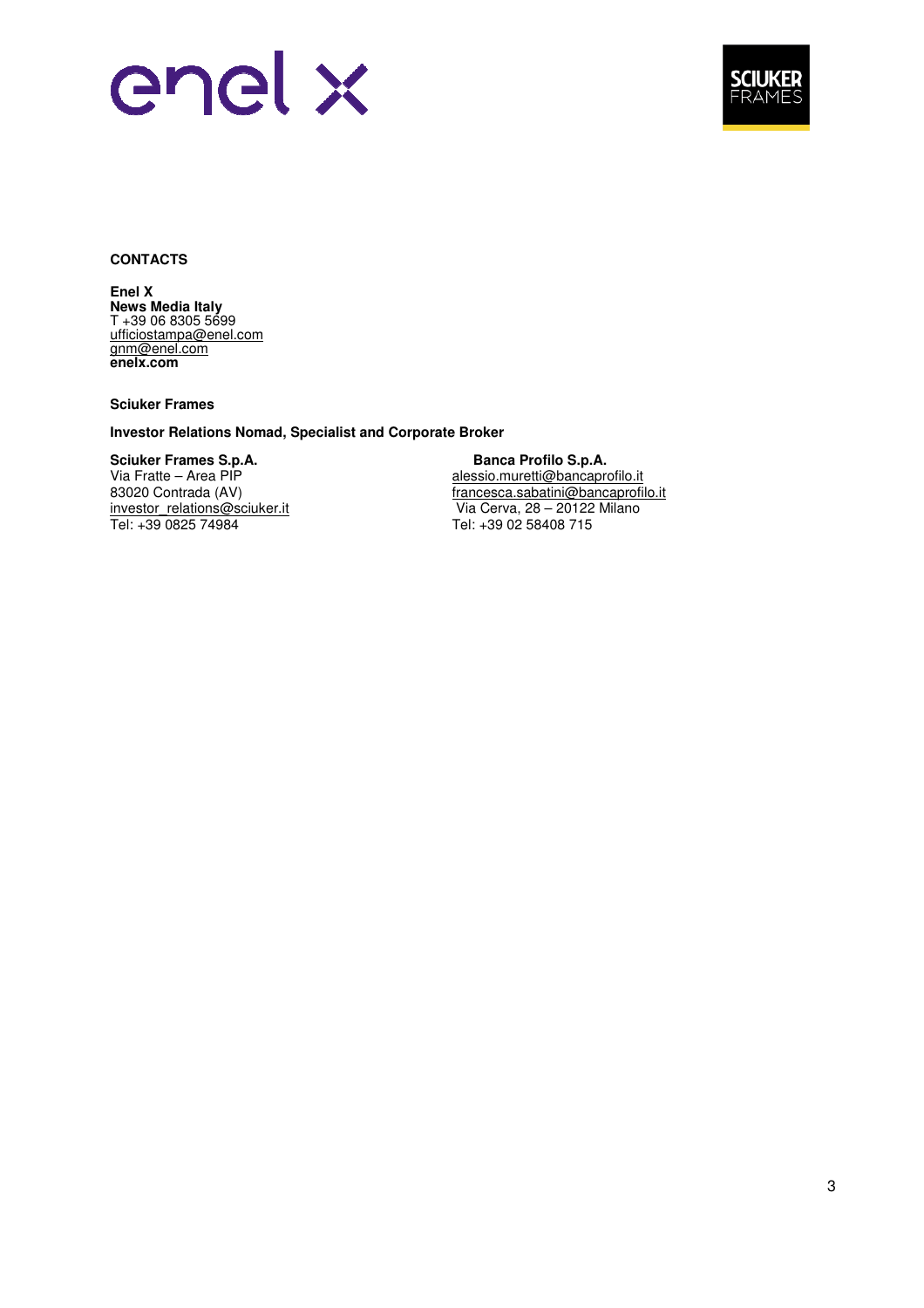**CONTACTS**

**Enel X**
**News Media Italy**
T +39 06 8305 5699
ufficiostampa@enel.com
gnm@enel.com
**enelx.com**

**Sciuker Frames**

**Investor Relations Nomad, Specialist and Corporate Broker**

**Sciuker Frames S.p.A.**
Via Fratte – Area PIP
83020 Contrada (AV)
investor_relations@sciuker.it
Tel: +39 0825 74984

**Banca Profilo S.p.A.**
alessio.muretti@bancaprofilo.it
francesca.sabatini@bancaprofilo.it
Via Cerva, 28 – 20122 Milano
Tel: +39 02 58408 715